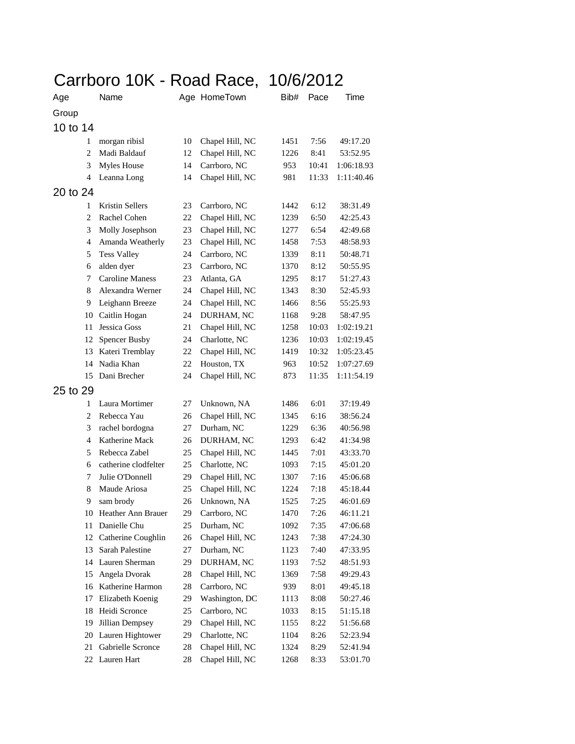# Carrboro 10K - Road Race, 10/6/2012

| Age Group | Name | Age | HomeTown | Bib# | Pace | Time |
|---|---|---|---|---|---|---|
| **10 to 14** | | | | | | |
| 1 | morgan ribisl | 10 | Chapel Hill, NC | 1451 | 7:56 | 49:17.20 |
| 2 | Madi Baldauf | 12 | Chapel Hill, NC | 1226 | 8:41 | 53:52.95 |
| 3 | Myles House | 14 | Carrboro, NC | 953 | 10:41 | 1:06:18.93 |
| 4 | Leanna Long | 14 | Chapel Hill, NC | 981 | 11:33 | 1:11:40.46 |
| **20 to 24** | | | | | | |
| 1 | Kristin Sellers | 23 | Carrboro, NC | 1442 | 6:12 | 38:31.49 |
| 2 | Rachel Cohen | 22 | Chapel Hill, NC | 1239 | 6:50 | 42:25.43 |
| 3 | Molly Josephson | 23 | Chapel Hill, NC | 1277 | 6:54 | 42:49.68 |
| 4 | Amanda Weatherly | 23 | Chapel Hill, NC | 1458 | 7:53 | 48:58.93 |
| 5 | Tess Valley | 24 | Carrboro, NC | 1339 | 8:11 | 50:48.71 |
| 6 | alden dyer | 23 | Carrboro, NC | 1370 | 8:12 | 50:55.95 |
| 7 | Caroline Maness | 23 | Atlanta, GA | 1295 | 8:17 | 51:27.43 |
| 8 | Alexandra Werner | 24 | Chapel Hill, NC | 1343 | 8:30 | 52:45.93 |
| 9 | Leighann Breeze | 24 | Chapel Hill, NC | 1466 | 8:56 | 55:25.93 |
| 10 | Caitlin Hogan | 24 | DURHAM, NC | 1168 | 9:28 | 58:47.95 |
| 11 | Jessica Goss | 21 | Chapel Hill, NC | 1258 | 10:03 | 1:02:19.21 |
| 12 | Spencer Busby | 24 | Charlotte, NC | 1236 | 10:03 | 1:02:19.45 |
| 13 | Kateri Tremblay | 22 | Chapel Hill, NC | 1419 | 10:32 | 1:05:23.45 |
| 14 | Nadia Khan | 22 | Houston, TX | 963 | 10:52 | 1:07:27.69 |
| 15 | Dani Brecher | 24 | Chapel Hill, NC | 873 | 11:35 | 1:11:54.19 |
| **25 to 29** | | | | | | |
| 1 | Laura Mortimer | 27 | Unknown, NA | 1486 | 6:01 | 37:19.49 |
| 2 | Rebecca Yau | 26 | Chapel Hill, NC | 1345 | 6:16 | 38:56.24 |
| 3 | rachel bordogna | 27 | Durham, NC | 1229 | 6:36 | 40:56.98 |
| 4 | Katherine Mack | 26 | DURHAM, NC | 1293 | 6:42 | 41:34.98 |
| 5 | Rebecca Zabel | 25 | Chapel Hill, NC | 1445 | 7:01 | 43:33.70 |
| 6 | catherine clodfelter | 25 | Charlotte, NC | 1093 | 7:15 | 45:01.20 |
| 7 | Julie O'Donnell | 29 | Chapel Hill, NC | 1307 | 7:16 | 45:06.68 |
| 8 | Maude Ariosa | 25 | Chapel Hill, NC | 1224 | 7:18 | 45:18.44 |
| 9 | sam brody | 26 | Unknown, NA | 1525 | 7:25 | 46:01.69 |
| 10 | Heather Ann Brauer | 29 | Carrboro, NC | 1470 | 7:26 | 46:11.21 |
| 11 | Danielle Chu | 25 | Durham, NC | 1092 | 7:35 | 47:06.68 |
| 12 | Catherine Coughlin | 26 | Chapel Hill, NC | 1243 | 7:38 | 47:24.30 |
| 13 | Sarah Palestine | 27 | Durham, NC | 1123 | 7:40 | 47:33.95 |
| 14 | Lauren Sherman | 29 | DURHAM, NC | 1193 | 7:52 | 48:51.93 |
| 15 | Angela Dvorak | 28 | Chapel Hill, NC | 1369 | 7:58 | 49:29.43 |
| 16 | Katherine Harmon | 28 | Carrboro, NC | 939 | 8:01 | 49:45.18 |
| 17 | Elizabeth Koenig | 29 | Washington, DC | 1113 | 8:08 | 50:27.46 |
| 18 | Heidi Scronce | 25 | Carrboro, NC | 1033 | 8:15 | 51:15.18 |
| 19 | Jillian Dempsey | 29 | Chapel Hill, NC | 1155 | 8:22 | 51:56.68 |
| 20 | Lauren Hightower | 29 | Charlotte, NC | 1104 | 8:26 | 52:23.94 |
| 21 | Gabrielle Scronce | 28 | Chapel Hill, NC | 1324 | 8:29 | 52:41.94 |
| 22 | Lauren Hart | 28 | Chapel Hill, NC | 1268 | 8:33 | 53:01.70 |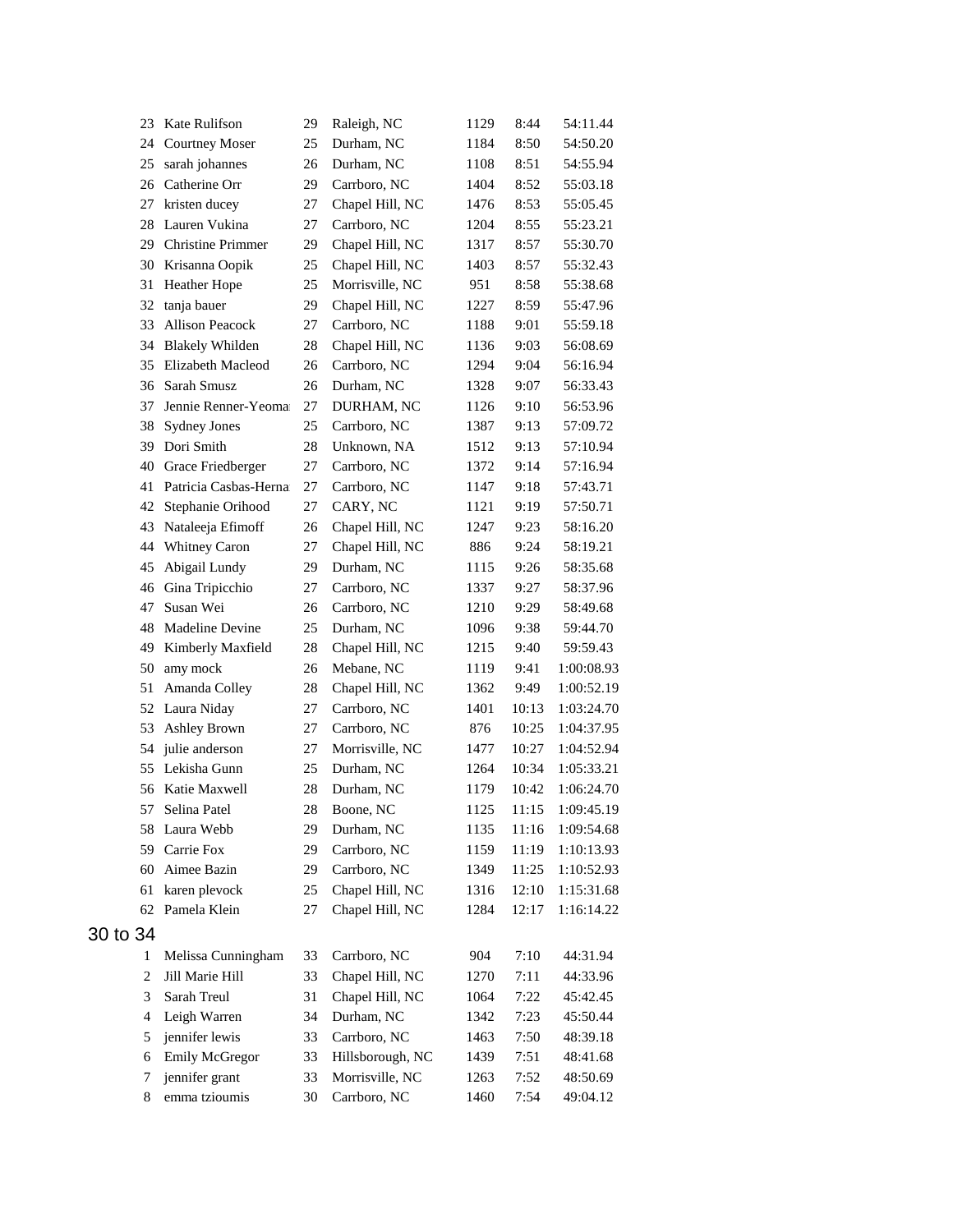| | | | | | | |
|---|---|---|---|---|---|---|
| 23 | Kate Rulifson | 29 | Raleigh, NC | 1129 | 8:44 | 54:11.44 |
| 24 | Courtney Moser | 25 | Durham, NC | 1184 | 8:50 | 54:50.20 |
| 25 | sarah johannes | 26 | Durham, NC | 1108 | 8:51 | 54:55.94 |
| 26 | Catherine Orr | 29 | Carrboro, NC | 1404 | 8:52 | 55:03.18 |
| 27 | kristen ducey | 27 | Chapel Hill, NC | 1476 | 8:53 | 55:05.45 |
| 28 | Lauren Vukina | 27 | Carrboro, NC | 1204 | 8:55 | 55:23.21 |
| 29 | Christine Primmer | 29 | Chapel Hill, NC | 1317 | 8:57 | 55:30.70 |
| 30 | Krisanna Oopik | 25 | Chapel Hill, NC | 1403 | 8:57 | 55:32.43 |
| 31 | Heather Hope | 25 | Morrisville, NC | 951 | 8:58 | 55:38.68 |
| 32 | tanja bauer | 29 | Chapel Hill, NC | 1227 | 8:59 | 55:47.96 |
| 33 | Allison Peacock | 27 | Carrboro, NC | 1188 | 9:01 | 55:59.18 |
| 34 | Blakely Whilden | 28 | Chapel Hill, NC | 1136 | 9:03 | 56:08.69 |
| 35 | Elizabeth Macleod | 26 | Carrboro, NC | 1294 | 9:04 | 56:16.94 |
| 36 | Sarah Smusz | 26 | Durham, NC | 1328 | 9:07 | 56:33.43 |
| 37 | Jennie Renner-Yeoma | 27 | DURHAM, NC | 1126 | 9:10 | 56:53.96 |
| 38 | Sydney Jones | 25 | Carrboro, NC | 1387 | 9:13 | 57:09.72 |
| 39 | Dori Smith | 28 | Unknown, NA | 1512 | 9:13 | 57:10.94 |
| 40 | Grace Friedberger | 27 | Carrboro, NC | 1372 | 9:14 | 57:16.94 |
| 41 | Patricia Casbas-Herna | 27 | Carrboro, NC | 1147 | 9:18 | 57:43.71 |
| 42 | Stephanie Orihood | 27 | CARY, NC | 1121 | 9:19 | 57:50.71 |
| 43 | Nataleeja Efimoff | 26 | Chapel Hill, NC | 1247 | 9:23 | 58:16.20 |
| 44 | Whitney Caron | 27 | Chapel Hill, NC | 886 | 9:24 | 58:19.21 |
| 45 | Abigail Lundy | 29 | Durham, NC | 1115 | 9:26 | 58:35.68 |
| 46 | Gina Tripicchio | 27 | Carrboro, NC | 1337 | 9:27 | 58:37.96 |
| 47 | Susan Wei | 26 | Carrboro, NC | 1210 | 9:29 | 58:49.68 |
| 48 | Madeline Devine | 25 | Durham, NC | 1096 | 9:38 | 59:44.70 |
| 49 | Kimberly Maxfield | 28 | Chapel Hill, NC | 1215 | 9:40 | 59:59.43 |
| 50 | amy mock | 26 | Mebane, NC | 1119 | 9:41 | 1:00:08.93 |
| 51 | Amanda Colley | 28 | Chapel Hill, NC | 1362 | 9:49 | 1:00:52.19 |
| 52 | Laura Niday | 27 | Carrboro, NC | 1401 | 10:13 | 1:03:24.70 |
| 53 | Ashley Brown | 27 | Carrboro, NC | 876 | 10:25 | 1:04:37.95 |
| 54 | julie anderson | 27 | Morrisville, NC | 1477 | 10:27 | 1:04:52.94 |
| 55 | Lekisha Gunn | 25 | Durham, NC | 1264 | 10:34 | 1:05:33.21 |
| 56 | Katie Maxwell | 28 | Durham, NC | 1179 | 10:42 | 1:06:24.70 |
| 57 | Selina Patel | 28 | Boone, NC | 1125 | 11:15 | 1:09:45.19 |
| 58 | Laura Webb | 29 | Durham, NC | 1135 | 11:16 | 1:09:54.68 |
| 59 | Carrie Fox | 29 | Carrboro, NC | 1159 | 11:19 | 1:10:13.93 |
| 60 | Aimee Bazin | 29 | Carrboro, NC | 1349 | 11:25 | 1:10:52.93 |
| 61 | karen plevock | 25 | Chapel Hill, NC | 1316 | 12:10 | 1:15:31.68 |
| 62 | Pamela Klein | 27 | Chapel Hill, NC | 1284 | 12:17 | 1:16:14.22 |

## 30 to 34

| | | | | | | |
|---|---|---|---|---|---|---|
| 1 | Melissa Cunningham | 33 | Carrboro, NC | 904 | 7:10 | 44:31.94 |
| 2 | Jill Marie Hill | 33 | Chapel Hill, NC | 1270 | 7:11 | 44:33.96 |
| 3 | Sarah Treul | 31 | Chapel Hill, NC | 1064 | 7:22 | 45:42.45 |
| 4 | Leigh Warren | 34 | Durham, NC | 1342 | 7:23 | 45:50.44 |
| 5 | jennifer lewis | 33 | Carrboro, NC | 1463 | 7:50 | 48:39.18 |
| 6 | Emily McGregor | 33 | Hillsborough, NC | 1439 | 7:51 | 48:41.68 |
| 7 | jennifer grant | 33 | Morrisville, NC | 1263 | 7:52 | 48:50.69 |
| 8 | emma tzioumis | 30 | Carrboro, NC | 1460 | 7:54 | 49:04.12 |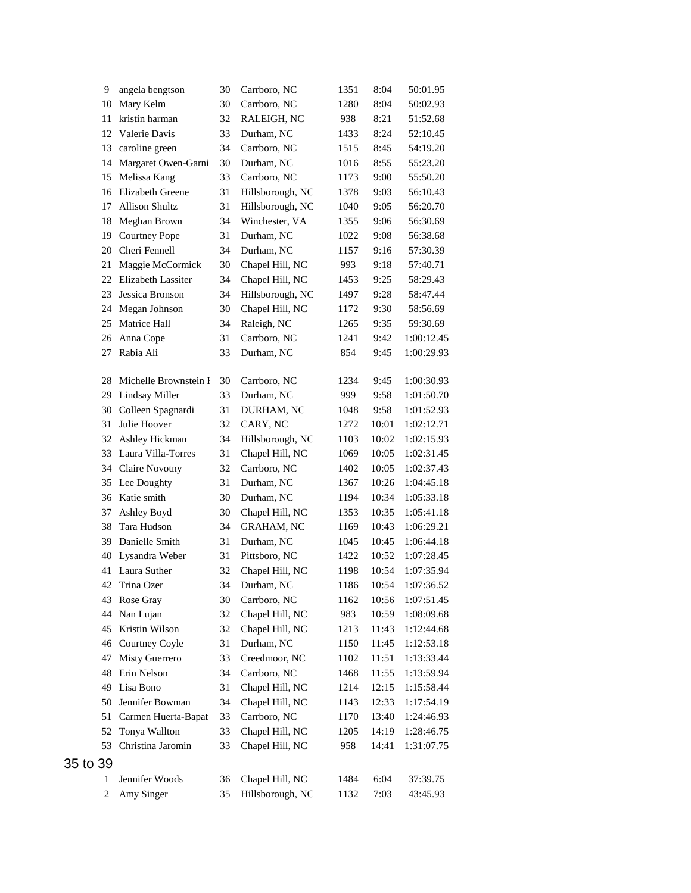| | | | | | | |
|---|---|---|---|---|---|---|
| 9 | angela bengtson | 30 | Carrboro, NC | 1351 | 8:04 | 50:01.95 |
| 10 | Mary Kelm | 30 | Carrboro, NC | 1280 | 8:04 | 50:02.93 |
| 11 | kristin harman | 32 | RALEIGH, NC | 938 | 8:21 | 51:52.68 |
| 12 | Valerie Davis | 33 | Durham, NC | 1433 | 8:24 | 52:10.45 |
| 13 | caroline green | 34 | Carrboro, NC | 1515 | 8:45 | 54:19.20 |
| 14 | Margaret Owen-Garni | 30 | Durham, NC | 1016 | 8:55 | 55:23.20 |
| 15 | Melissa Kang | 33 | Carrboro, NC | 1173 | 9:00 | 55:50.20 |
| 16 | Elizabeth Greene | 31 | Hillsborough, NC | 1378 | 9:03 | 56:10.43 |
| 17 | Allison Shultz | 31 | Hillsborough, NC | 1040 | 9:05 | 56:20.70 |
| 18 | Meghan Brown | 34 | Winchester, VA | 1355 | 9:06 | 56:30.69 |
| 19 | Courtney Pope | 31 | Durham, NC | 1022 | 9:08 | 56:38.68 |
| 20 | Cheri Fennell | 34 | Durham, NC | 1157 | 9:16 | 57:30.39 |
| 21 | Maggie McCormick | 30 | Chapel Hill, NC | 993 | 9:18 | 57:40.71 |
| 22 | Elizabeth Lassiter | 34 | Chapel Hill, NC | 1453 | 9:25 | 58:29.43 |
| 23 | Jessica Bronson | 34 | Hillsborough, NC | 1497 | 9:28 | 58:47.44 |
| 24 | Megan Johnson | 30 | Chapel Hill, NC | 1172 | 9:30 | 58:56.69 |
| 25 | Matrice Hall | 34 | Raleigh, NC | 1265 | 9:35 | 59:30.69 |
| 26 | Anna Cope | 31 | Carrboro, NC | 1241 | 9:42 | 1:00:12.45 |
| 27 | Rabia Ali | 33 | Durham, NC | 854 | 9:45 | 1:00:29.93 |
| 28 | Michelle Brownstein I | 30 | Carrboro, NC | 1234 | 9:45 | 1:00:30.93 |
| 29 | Lindsay Miller | 33 | Durham, NC | 999 | 9:58 | 1:01:50.70 |
| 30 | Colleen Spagnardi | 31 | DURHAM, NC | 1048 | 9:58 | 1:01:52.93 |
| 31 | Julie Hoover | 32 | CARY, NC | 1272 | 10:01 | 1:02:12.71 |
| 32 | Ashley Hickman | 34 | Hillsborough, NC | 1103 | 10:02 | 1:02:15.93 |
| 33 | Laura Villa-Torres | 31 | Chapel Hill, NC | 1069 | 10:05 | 1:02:31.45 |
| 34 | Claire Novotny | 32 | Carrboro, NC | 1402 | 10:05 | 1:02:37.43 |
| 35 | Lee Doughty | 31 | Durham, NC | 1367 | 10:26 | 1:04:45.18 |
| 36 | Katie smith | 30 | Durham, NC | 1194 | 10:34 | 1:05:33.18 |
| 37 | Ashley Boyd | 30 | Chapel Hill, NC | 1353 | 10:35 | 1:05:41.18 |
| 38 | Tara Hudson | 34 | GRAHAM, NC | 1169 | 10:43 | 1:06:29.21 |
| 39 | Danielle Smith | 31 | Durham, NC | 1045 | 10:45 | 1:06:44.18 |
| 40 | Lysandra Weber | 31 | Pittsboro, NC | 1422 | 10:52 | 1:07:28.45 |
| 41 | Laura Suther | 32 | Chapel Hill, NC | 1198 | 10:54 | 1:07:35.94 |
| 42 | Trina Ozer | 34 | Durham, NC | 1186 | 10:54 | 1:07:36.52 |
| 43 | Rose Gray | 30 | Carrboro, NC | 1162 | 10:56 | 1:07:51.45 |
| 44 | Nan Lujan | 32 | Chapel Hill, NC | 983 | 10:59 | 1:08:09.68 |
| 45 | Kristin Wilson | 32 | Chapel Hill, NC | 1213 | 11:43 | 1:12:44.68 |
| 46 | Courtney Coyle | 31 | Durham, NC | 1150 | 11:45 | 1:12:53.18 |
| 47 | Misty Guerrero | 33 | Creedmoor, NC | 1102 | 11:51 | 1:13:33.44 |
| 48 | Erin Nelson | 34 | Carrboro, NC | 1468 | 11:55 | 1:13:59.94 |
| 49 | Lisa Bono | 31 | Chapel Hill, NC | 1214 | 12:15 | 1:15:58.44 |
| 50 | Jennifer Bowman | 34 | Chapel Hill, NC | 1143 | 12:33 | 1:17:54.19 |
| 51 | Carmen Huerta-Bapat | 33 | Carrboro, NC | 1170 | 13:40 | 1:24:46.93 |
| 52 | Tonya Wallton | 33 | Chapel Hill, NC | 1205 | 14:19 | 1:28:46.75 |
| 53 | Christina Jaromin | 33 | Chapel Hill, NC | 958 | 14:41 | 1:31:07.75 |

## 35 to 39

| | | | | | | |
|---|---|---|---|---|---|---|
| 1 | Jennifer Woods | 36 | Chapel Hill, NC | 1484 | 6:04 | 37:39.75 |
| 2 | Amy Singer | 35 | Hillsborough, NC | 1132 | 7:03 | 43:45.93 |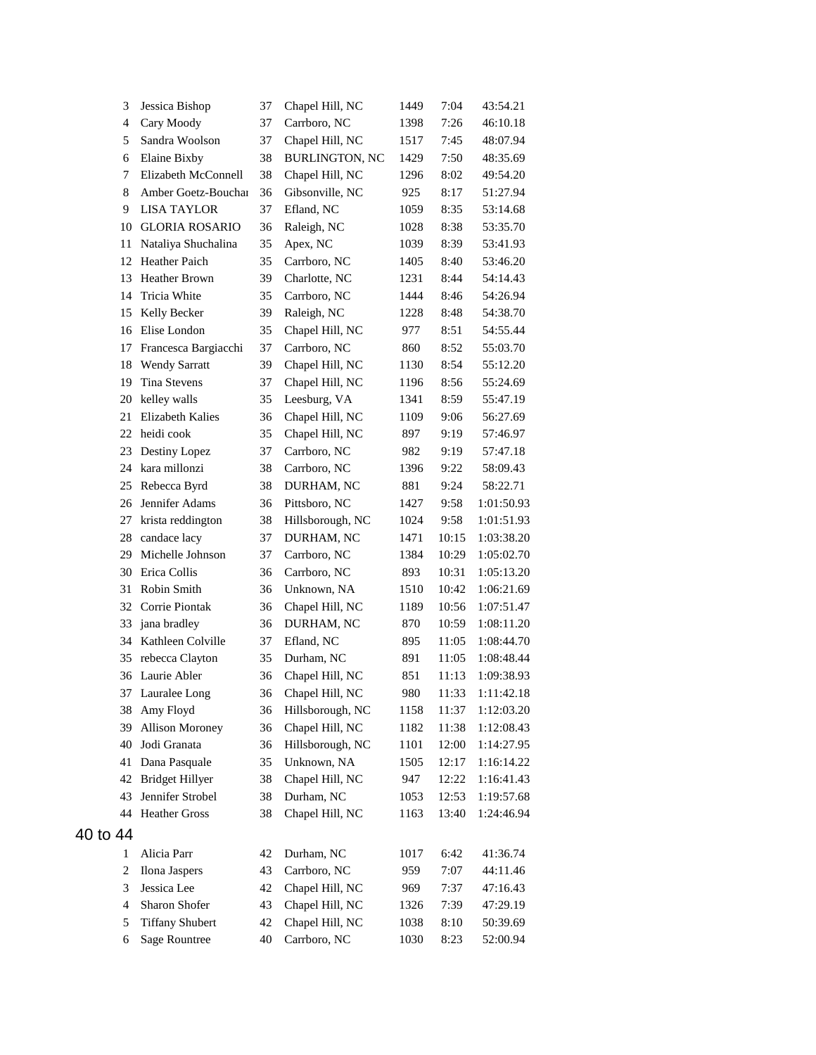| | | | | | | |
|---|---|---|---|---|---|---|
| 3 | Jessica Bishop | 37 | Chapel Hill, NC | 1449 | 7:04 | 43:54.21 |
| 4 | Cary Moody | 37 | Carrboro, NC | 1398 | 7:26 | 46:10.18 |
| 5 | Sandra Woolson | 37 | Chapel Hill, NC | 1517 | 7:45 | 48:07.94 |
| 6 | Elaine Bixby | 38 | BURLINGTON, NC | 1429 | 7:50 | 48:35.69 |
| 7 | Elizabeth McConnell | 38 | Chapel Hill, NC | 1296 | 8:02 | 49:54.20 |
| 8 | Amber Goetz-Bouchar | 36 | Gibsonville, NC | 925 | 8:17 | 51:27.94 |
| 9 | LISA TAYLOR | 37 | Efland, NC | 1059 | 8:35 | 53:14.68 |
| 10 | GLORIA ROSARIO | 36 | Raleigh, NC | 1028 | 8:38 | 53:35.70 |
| 11 | Nataliya Shuchalina | 35 | Apex, NC | 1039 | 8:39 | 53:41.93 |
| 12 | Heather Paich | 35 | Carrboro, NC | 1405 | 8:40 | 53:46.20 |
| 13 | Heather Brown | 39 | Charlotte, NC | 1231 | 8:44 | 54:14.43 |
| 14 | Tricia White | 35 | Carrboro, NC | 1444 | 8:46 | 54:26.94 |
| 15 | Kelly Becker | 39 | Raleigh, NC | 1228 | 8:48 | 54:38.70 |
| 16 | Elise London | 35 | Chapel Hill, NC | 977 | 8:51 | 54:55.44 |
| 17 | Francesca Bargiacchi | 37 | Carrboro, NC | 860 | 8:52 | 55:03.70 |
| 18 | Wendy Sarratt | 39 | Chapel Hill, NC | 1130 | 8:54 | 55:12.20 |
| 19 | Tina Stevens | 37 | Chapel Hill, NC | 1196 | 8:56 | 55:24.69 |
| 20 | kelley walls | 35 | Leesburg, VA | 1341 | 8:59 | 55:47.19 |
| 21 | Elizabeth Kalies | 36 | Chapel Hill, NC | 1109 | 9:06 | 56:27.69 |
| 22 | heidi cook | 35 | Chapel Hill, NC | 897 | 9:19 | 57:46.97 |
| 23 | Destiny Lopez | 37 | Carrboro, NC | 982 | 9:19 | 57:47.18 |
| 24 | kara millonzi | 38 | Carrboro, NC | 1396 | 9:22 | 58:09.43 |
| 25 | Rebecca Byrd | 38 | DURHAM, NC | 881 | 9:24 | 58:22.71 |
| 26 | Jennifer Adams | 36 | Pittsboro, NC | 1427 | 9:58 | 1:01:50.93 |
| 27 | krista reddington | 38 | Hillsborough, NC | 1024 | 9:58 | 1:01:51.93 |
| 28 | candace lacy | 37 | DURHAM, NC | 1471 | 10:15 | 1:03:38.20 |
| 29 | Michelle Johnson | 37 | Carrboro, NC | 1384 | 10:29 | 1:05:02.70 |
| 30 | Erica Collis | 36 | Carrboro, NC | 893 | 10:31 | 1:05:13.20 |
| 31 | Robin Smith | 36 | Unknown, NA | 1510 | 10:42 | 1:06:21.69 |
| 32 | Corrie Piontak | 36 | Chapel Hill, NC | 1189 | 10:56 | 1:07:51.47 |
| 33 | jana bradley | 36 | DURHAM, NC | 870 | 10:59 | 1:08:11.20 |
| 34 | Kathleen Colville | 37 | Efland, NC | 895 | 11:05 | 1:08:44.70 |
| 35 | rebecca Clayton | 35 | Durham, NC | 891 | 11:05 | 1:08:48.44 |
| 36 | Laurie Abler | 36 | Chapel Hill, NC | 851 | 11:13 | 1:09:38.93 |
| 37 | Lauralee Long | 36 | Chapel Hill, NC | 980 | 11:33 | 1:11:42.18 |
| 38 | Amy Floyd | 36 | Hillsborough, NC | 1158 | 11:37 | 1:12:03.20 |
| 39 | Allison Moroney | 36 | Chapel Hill, NC | 1182 | 11:38 | 1:12:08.43 |
| 40 | Jodi Granata | 36 | Hillsborough, NC | 1101 | 12:00 | 1:14:27.95 |
| 41 | Dana Pasquale | 35 | Unknown, NA | 1505 | 12:17 | 1:16:14.22 |
| 42 | Bridget Hillyer | 38 | Chapel Hill, NC | 947 | 12:22 | 1:16:41.43 |
| 43 | Jennifer Strobel | 38 | Durham, NC | 1053 | 12:53 | 1:19:57.68 |
| 44 | Heather Gross | 38 | Chapel Hill, NC | 1163 | 13:40 | 1:24:46.94 |

## 40 to 44

| | | | | | | |
|---|---|---|---|---|---|---|
| 1 | Alicia Parr | 42 | Durham, NC | 1017 | 6:42 | 41:36.74 |
| 2 | Ilona Jaspers | 43 | Carrboro, NC | 959 | 7:07 | 44:11.46 |
| 3 | Jessica Lee | 42 | Chapel Hill, NC | 969 | 7:37 | 47:16.43 |
| 4 | Sharon Shofer | 43 | Chapel Hill, NC | 1326 | 7:39 | 47:29.19 |
| 5 | Tiffany Shubert | 42 | Chapel Hill, NC | 1038 | 8:10 | 50:39.69 |
| 6 | Sage Rountree | 40 | Carrboro, NC | 1030 | 8:23 | 52:00.94 |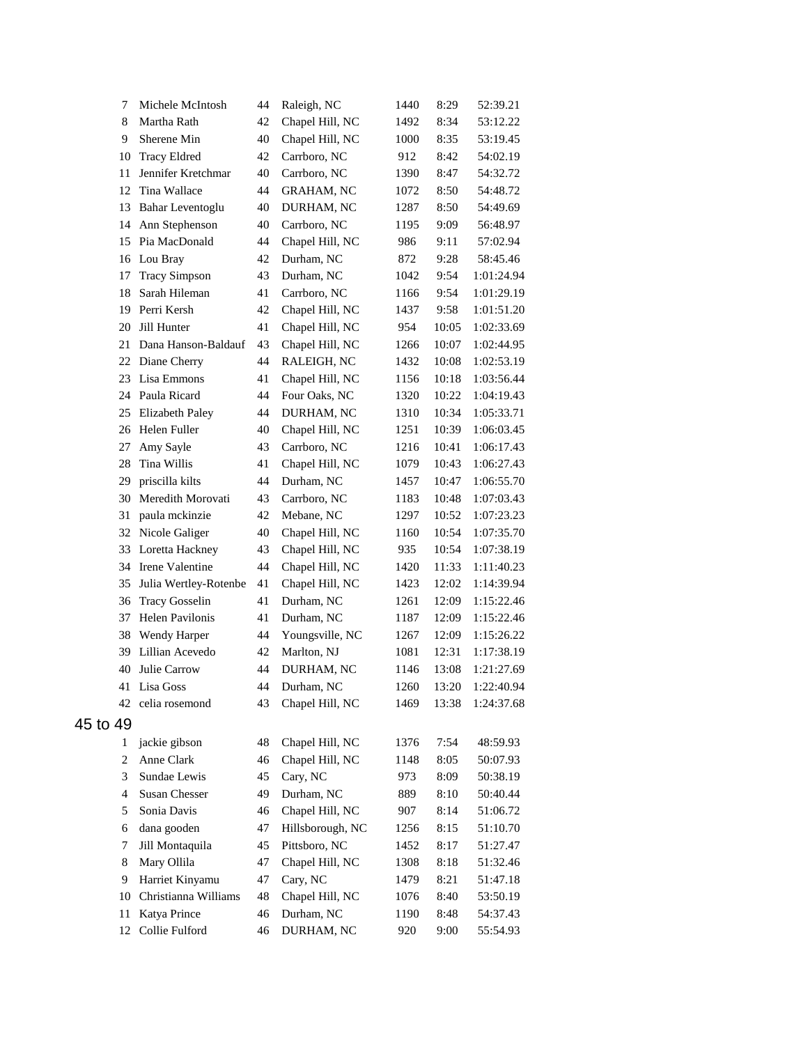| | | | | | | |
|---|---|---|---|---|---|---|
| 7 | Michele McIntosh | 44 | Raleigh, NC | 1440 | 8:29 | 52:39.21 |
| 8 | Martha Rath | 42 | Chapel Hill, NC | 1492 | 8:34 | 53:12.22 |
| 9 | Sherene Min | 40 | Chapel Hill, NC | 1000 | 8:35 | 53:19.45 |
| 10 | Tracy Eldred | 42 | Carrboro, NC | 912 | 8:42 | 54:02.19 |
| 11 | Jennifer Kretchmar | 40 | Carrboro, NC | 1390 | 8:47 | 54:32.72 |
| 12 | Tina Wallace | 44 | GRAHAM, NC | 1072 | 8:50 | 54:48.72 |
| 13 | Bahar Leventoglu | 40 | DURHAM, NC | 1287 | 8:50 | 54:49.69 |
| 14 | Ann Stephenson | 40 | Carrboro, NC | 1195 | 9:09 | 56:48.97 |
| 15 | Pia MacDonald | 44 | Chapel Hill, NC | 986 | 9:11 | 57:02.94 |
| 16 | Lou Bray | 42 | Durham, NC | 872 | 9:28 | 58:45.46 |
| 17 | Tracy Simpson | 43 | Durham, NC | 1042 | 9:54 | 1:01:24.94 |
| 18 | Sarah Hileman | 41 | Carrboro, NC | 1166 | 9:54 | 1:01:29.19 |
| 19 | Perri Kersh | 42 | Chapel Hill, NC | 1437 | 9:58 | 1:01:51.20 |
| 20 | Jill Hunter | 41 | Chapel Hill, NC | 954 | 10:05 | 1:02:33.69 |
| 21 | Dana Hanson-Baldauf | 43 | Chapel Hill, NC | 1266 | 10:07 | 1:02:44.95 |
| 22 | Diane Cherry | 44 | RALEIGH, NC | 1432 | 10:08 | 1:02:53.19 |
| 23 | Lisa Emmons | 41 | Chapel Hill, NC | 1156 | 10:18 | 1:03:56.44 |
| 24 | Paula Ricard | 44 | Four Oaks, NC | 1320 | 10:22 | 1:04:19.43 |
| 25 | Elizabeth Paley | 44 | DURHAM, NC | 1310 | 10:34 | 1:05:33.71 |
| 26 | Helen Fuller | 40 | Chapel Hill, NC | 1251 | 10:39 | 1:06:03.45 |
| 27 | Amy Sayle | 43 | Carrboro, NC | 1216 | 10:41 | 1:06:17.43 |
| 28 | Tina Willis | 41 | Chapel Hill, NC | 1079 | 10:43 | 1:06:27.43 |
| 29 | priscilla kilts | 44 | Durham, NC | 1457 | 10:47 | 1:06:55.70 |
| 30 | Meredith Morovati | 43 | Carrboro, NC | 1183 | 10:48 | 1:07:03.43 |
| 31 | paula mckinzie | 42 | Mebane, NC | 1297 | 10:52 | 1:07:23.23 |
| 32 | Nicole Galiger | 40 | Chapel Hill, NC | 1160 | 10:54 | 1:07:35.70 |
| 33 | Loretta Hackney | 43 | Chapel Hill, NC | 935 | 10:54 | 1:07:38.19 |
| 34 | Irene Valentine | 44 | Chapel Hill, NC | 1420 | 11:33 | 1:11:40.23 |
| 35 | Julia Wertley-Rotenbe | 41 | Chapel Hill, NC | 1423 | 12:02 | 1:14:39.94 |
| 36 | Tracy Gosselin | 41 | Durham, NC | 1261 | 12:09 | 1:15:22.46 |
| 37 | Helen Pavilonis | 41 | Durham, NC | 1187 | 12:09 | 1:15:22.46 |
| 38 | Wendy Harper | 44 | Youngsville, NC | 1267 | 12:09 | 1:15:26.22 |
| 39 | Lillian Acevedo | 42 | Marlton, NJ | 1081 | 12:31 | 1:17:38.19 |
| 40 | Julie Carrow | 44 | DURHAM, NC | 1146 | 13:08 | 1:21:27.69 |
| 41 | Lisa Goss | 44 | Durham, NC | 1260 | 13:20 | 1:22:40.94 |
| 42 | celia rosemond | 43 | Chapel Hill, NC | 1469 | 13:38 | 1:24:37.68 |

## 45 to 49

| | | | | | | |
|---|---|---|---|---|---|---|
| 1 | jackie gibson | 48 | Chapel Hill, NC | 1376 | 7:54 | 48:59.93 |
| 2 | Anne Clark | 46 | Chapel Hill, NC | 1148 | 8:05 | 50:07.93 |
| 3 | Sundae Lewis | 45 | Cary, NC | 973 | 8:09 | 50:38.19 |
| 4 | Susan Chesser | 49 | Durham, NC | 889 | 8:10 | 50:40.44 |
| 5 | Sonia Davis | 46 | Chapel Hill, NC | 907 | 8:14 | 51:06.72 |
| 6 | dana gooden | 47 | Hillsborough, NC | 1256 | 8:15 | 51:10.70 |
| 7 | Jill Montaquila | 45 | Pittsboro, NC | 1452 | 8:17 | 51:27.47 |
| 8 | Mary Ollila | 47 | Chapel Hill, NC | 1308 | 8:18 | 51:32.46 |
| 9 | Harriet Kinyamu | 47 | Cary, NC | 1479 | 8:21 | 51:47.18 |
| 10 | Christianna Williams | 48 | Chapel Hill, NC | 1076 | 8:40 | 53:50.19 |
| 11 | Katya Prince | 46 | Durham, NC | 1190 | 8:48 | 54:37.43 |
| 12 | Collie Fulford | 46 | DURHAM, NC | 920 | 9:00 | 55:54.93 |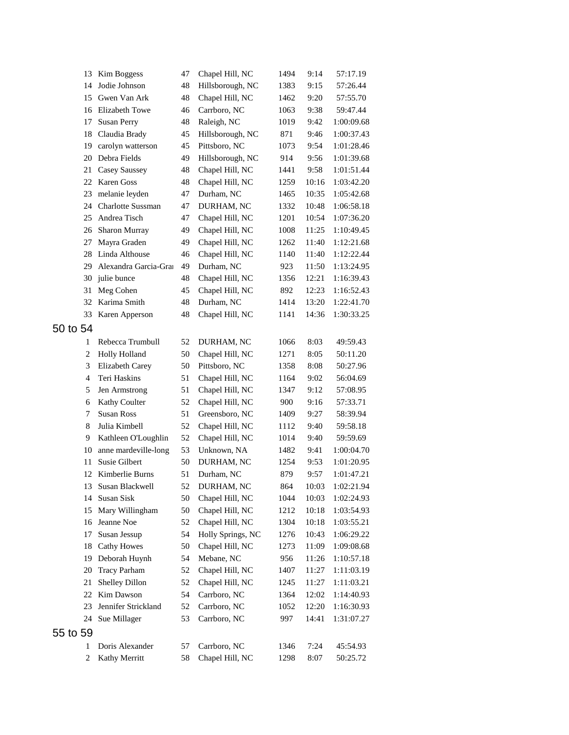| | | | | | | |
|---|---|---|---|---|---|---|
| 13 | Kim Boggess | 47 | Chapel Hill, NC | 1494 | 9:14 | 57:17.19 |
| 14 | Jodie Johnson | 48 | Hillsborough, NC | 1383 | 9:15 | 57:26.44 |
| 15 | Gwen Van Ark | 48 | Chapel Hill, NC | 1462 | 9:20 | 57:55.70 |
| 16 | Elizabeth Towe | 46 | Carrboro, NC | 1063 | 9:38 | 59:47.44 |
| 17 | Susan Perry | 48 | Raleigh, NC | 1019 | 9:42 | 1:00:09.68 |
| 18 | Claudia Brady | 45 | Hillsborough, NC | 871 | 9:46 | 1:00:37.43 |
| 19 | carolyn watterson | 45 | Pittsboro, NC | 1073 | 9:54 | 1:01:28.46 |
| 20 | Debra Fields | 49 | Hillsborough, NC | 914 | 9:56 | 1:01:39.68 |
| 21 | Casey Saussey | 48 | Chapel Hill, NC | 1441 | 9:58 | 1:01:51.44 |
| 22 | Karen Goss | 48 | Chapel Hill, NC | 1259 | 10:16 | 1:03:42.20 |
| 23 | melanie leyden | 47 | Durham, NC | 1465 | 10:35 | 1:05:42.68 |
| 24 | Charlotte Sussman | 47 | DURHAM, NC | 1332 | 10:48 | 1:06:58.18 |
| 25 | Andrea Tisch | 47 | Chapel Hill, NC | 1201 | 10:54 | 1:07:36.20 |
| 26 | Sharon Murray | 49 | Chapel Hill, NC | 1008 | 11:25 | 1:10:49.45 |
| 27 | Mayra Graden | 49 | Chapel Hill, NC | 1262 | 11:40 | 1:12:21.68 |
| 28 | Linda Althouse | 46 | Chapel Hill, NC | 1140 | 11:40 | 1:12:22.44 |
| 29 | Alexandra Garcia-Gra | 49 | Durham, NC | 923 | 11:50 | 1:13:24.95 |
| 30 | julie bunce | 48 | Chapel Hill, NC | 1356 | 12:21 | 1:16:39.43 |
| 31 | Meg Cohen | 45 | Chapel Hill, NC | 892 | 12:23 | 1:16:52.43 |
| 32 | Karima Smith | 48 | Durham, NC | 1414 | 13:20 | 1:22:41.70 |
| 33 | Karen Apperson | 48 | Chapel Hill, NC | 1141 | 14:36 | 1:30:33.25 |

## 50 to 54

| | | | | | | |
|---|---|---|---|---|---|---|
| 1 | Rebecca Trumbull | 52 | DURHAM, NC | 1066 | 8:03 | 49:59.43 |
| 2 | Holly Holland | 50 | Chapel Hill, NC | 1271 | 8:05 | 50:11.20 |
| 3 | Elizabeth Carey | 50 | Pittsboro, NC | 1358 | 8:08 | 50:27.96 |
| 4 | Teri Haskins | 51 | Chapel Hill, NC | 1164 | 9:02 | 56:04.69 |
| 5 | Jen Armstrong | 51 | Chapel Hill, NC | 1347 | 9:12 | 57:08.95 |
| 6 | Kathy Coulter | 52 | Chapel Hill, NC | 900 | 9:16 | 57:33.71 |
| 7 | Susan Ross | 51 | Greensboro, NC | 1409 | 9:27 | 58:39.94 |
| 8 | Julia Kimbell | 52 | Chapel Hill, NC | 1112 | 9:40 | 59:58.18 |
| 9 | Kathleen O'Loughlin | 52 | Chapel Hill, NC | 1014 | 9:40 | 59:59.69 |
| 10 | anne mardeville-long | 53 | Unknown, NA | 1482 | 9:41 | 1:00:04.70 |
| 11 | Susie Gilbert | 50 | DURHAM, NC | 1254 | 9:53 | 1:01:20.95 |
| 12 | Kimberlie Burns | 51 | Durham, NC | 879 | 9:57 | 1:01:47.21 |
| 13 | Susan Blackwell | 52 | DURHAM, NC | 864 | 10:03 | 1:02:21.94 |
| 14 | Susan Sisk | 50 | Chapel Hill, NC | 1044 | 10:03 | 1:02:24.93 |
| 15 | Mary Willingham | 50 | Chapel Hill, NC | 1212 | 10:18 | 1:03:54.93 |
| 16 | Jeanne Noe | 52 | Chapel Hill, NC | 1304 | 10:18 | 1:03:55.21 |
| 17 | Susan Jessup | 54 | Holly Springs, NC | 1276 | 10:43 | 1:06:29.22 |
| 18 | Cathy Howes | 50 | Chapel Hill, NC | 1273 | 11:09 | 1:09:08.68 |
| 19 | Deborah Huynh | 54 | Mebane, NC | 956 | 11:26 | 1:10:57.18 |
| 20 | Tracy Parham | 52 | Chapel Hill, NC | 1407 | 11:27 | 1:11:03.19 |
| 21 | Shelley Dillon | 52 | Chapel Hill, NC | 1245 | 11:27 | 1:11:03.21 |
| 22 | Kim Dawson | 54 | Carrboro, NC | 1364 | 12:02 | 1:14:40.93 |
| 23 | Jennifer Strickland | 52 | Carrboro, NC | 1052 | 12:20 | 1:16:30.93 |
| 24 | Sue Millager | 53 | Carrboro, NC | 997 | 14:41 | 1:31:07.27 |

## 55 to 59

| | | | | | | |
|---|---|---|---|---|---|---|
| 1 | Doris Alexander | 57 | Carrboro, NC | 1346 | 7:24 | 45:54.93 |
| 2 | Kathy Merritt | 58 | Chapel Hill, NC | 1298 | 8:07 | 50:25.72 |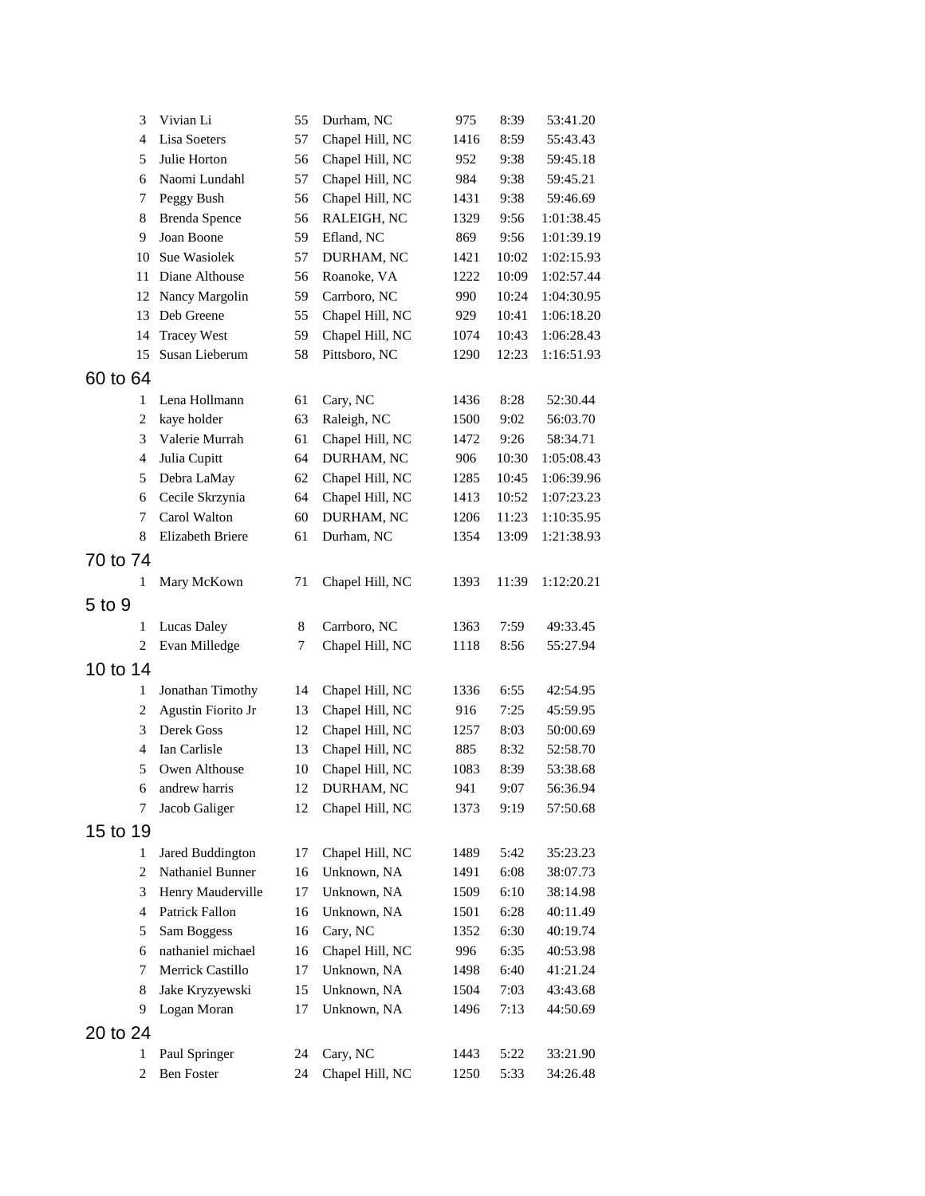| | | | | | | |
|---|---|---|---|---|---|---|
| 3 | Vivian Li | 55 | Durham, NC | 975 | 8:39 | 53:41.20 |
| 4 | Lisa Soeters | 57 | Chapel Hill, NC | 1416 | 8:59 | 55:43.43 |
| 5 | Julie Horton | 56 | Chapel Hill, NC | 952 | 9:38 | 59:45.18 |
| 6 | Naomi Lundahl | 57 | Chapel Hill, NC | 984 | 9:38 | 59:45.21 |
| 7 | Peggy Bush | 56 | Chapel Hill, NC | 1431 | 9:38 | 59:46.69 |
| 8 | Brenda Spence | 56 | RALEIGH, NC | 1329 | 9:56 | 1:01:38.45 |
| 9 | Joan Boone | 59 | Efland, NC | 869 | 9:56 | 1:01:39.19 |
| 10 | Sue Wasiolek | 57 | DURHAM, NC | 1421 | 10:02 | 1:02:15.93 |
| 11 | Diane Althouse | 56 | Roanoke, VA | 1222 | 10:09 | 1:02:57.44 |
| 12 | Nancy Margolin | 59 | Carrboro, NC | 990 | 10:24 | 1:04:30.95 |
| 13 | Deb Greene | 55 | Chapel Hill, NC | 929 | 10:41 | 1:06:18.20 |
| 14 | Tracey West | 59 | Chapel Hill, NC | 1074 | 10:43 | 1:06:28.43 |
| 15 | Susan Lieberum | 58 | Pittsboro, NC | 1290 | 12:23 | 1:16:51.93 |

## 60 to 64

| | | | | | | |
|---|---|---|---|---|---|---|
| 1 | Lena Hollmann | 61 | Cary, NC | 1436 | 8:28 | 52:30.44 |
| 2 | kaye holder | 63 | Raleigh, NC | 1500 | 9:02 | 56:03.70 |
| 3 | Valerie Murrah | 61 | Chapel Hill, NC | 1472 | 9:26 | 58:34.71 |
| 4 | Julia Cupitt | 64 | DURHAM, NC | 906 | 10:30 | 1:05:08.43 |
| 5 | Debra LaMay | 62 | Chapel Hill, NC | 1285 | 10:45 | 1:06:39.96 |
| 6 | Cecile Skrzynia | 64 | Chapel Hill, NC | 1413 | 10:52 | 1:07:23.23 |
| 7 | Carol Walton | 60 | DURHAM, NC | 1206 | 11:23 | 1:10:35.95 |
| 8 | Elizabeth Briere | 61 | Durham, NC | 1354 | 13:09 | 1:21:38.93 |

## 70 to 74

| | | | | | | |
|---|---|---|---|---|---|---|
| 1 | Mary McKown | 71 | Chapel Hill, NC | 1393 | 11:39 | 1:12:20.21 |

## 5 to 9

| | | | | | | |
|---|---|---|---|---|---|---|
| 1 | Lucas Daley | 8 | Carrboro, NC | 1363 | 7:59 | 49:33.45 |
| 2 | Evan Milledge | 7 | Chapel Hill, NC | 1118 | 8:56 | 55:27.94 |

## 10 to 14

| | | | | | | |
|---|---|---|---|---|---|---|
| 1 | Jonathan Timothy | 14 | Chapel Hill, NC | 1336 | 6:55 | 42:54.95 |
| 2 | Agustin Fiorito Jr | 13 | Chapel Hill, NC | 916 | 7:25 | 45:59.95 |
| 3 | Derek Goss | 12 | Chapel Hill, NC | 1257 | 8:03 | 50:00.69 |
| 4 | Ian Carlisle | 13 | Chapel Hill, NC | 885 | 8:32 | 52:58.70 |
| 5 | Owen Althouse | 10 | Chapel Hill, NC | 1083 | 8:39 | 53:38.68 |
| 6 | andrew harris | 12 | DURHAM, NC | 941 | 9:07 | 56:36.94 |
| 7 | Jacob Galiger | 12 | Chapel Hill, NC | 1373 | 9:19 | 57:50.68 |

## 15 to 19

| | | | | | | |
|---|---|---|---|---|---|---|
| 1 | Jared Buddington | 17 | Chapel Hill, NC | 1489 | 5:42 | 35:23.23 |
| 2 | Nathaniel Bunner | 16 | Unknown, NA | 1491 | 6:08 | 38:07.73 |
| 3 | Henry Mauderville | 17 | Unknown, NA | 1509 | 6:10 | 38:14.98 |
| 4 | Patrick Fallon | 16 | Unknown, NA | 1501 | 6:28 | 40:11.49 |
| 5 | Sam Boggess | 16 | Cary, NC | 1352 | 6:30 | 40:19.74 |
| 6 | nathaniel michael | 16 | Chapel Hill, NC | 996 | 6:35 | 40:53.98 |
| 7 | Merrick Castillo | 17 | Unknown, NA | 1498 | 6:40 | 41:21.24 |
| 8 | Jake Kryzyewski | 15 | Unknown, NA | 1504 | 7:03 | 43:43.68 |
| 9 | Logan Moran | 17 | Unknown, NA | 1496 | 7:13 | 44:50.69 |

## 20 to 24

| | | | | | | |
|---|---|---|---|---|---|---|
| 1 | Paul Springer | 24 | Cary, NC | 1443 | 5:22 | 33:21.90 |
| 2 | Ben Foster | 24 | Chapel Hill, NC | 1250 | 5:33 | 34:26.48 |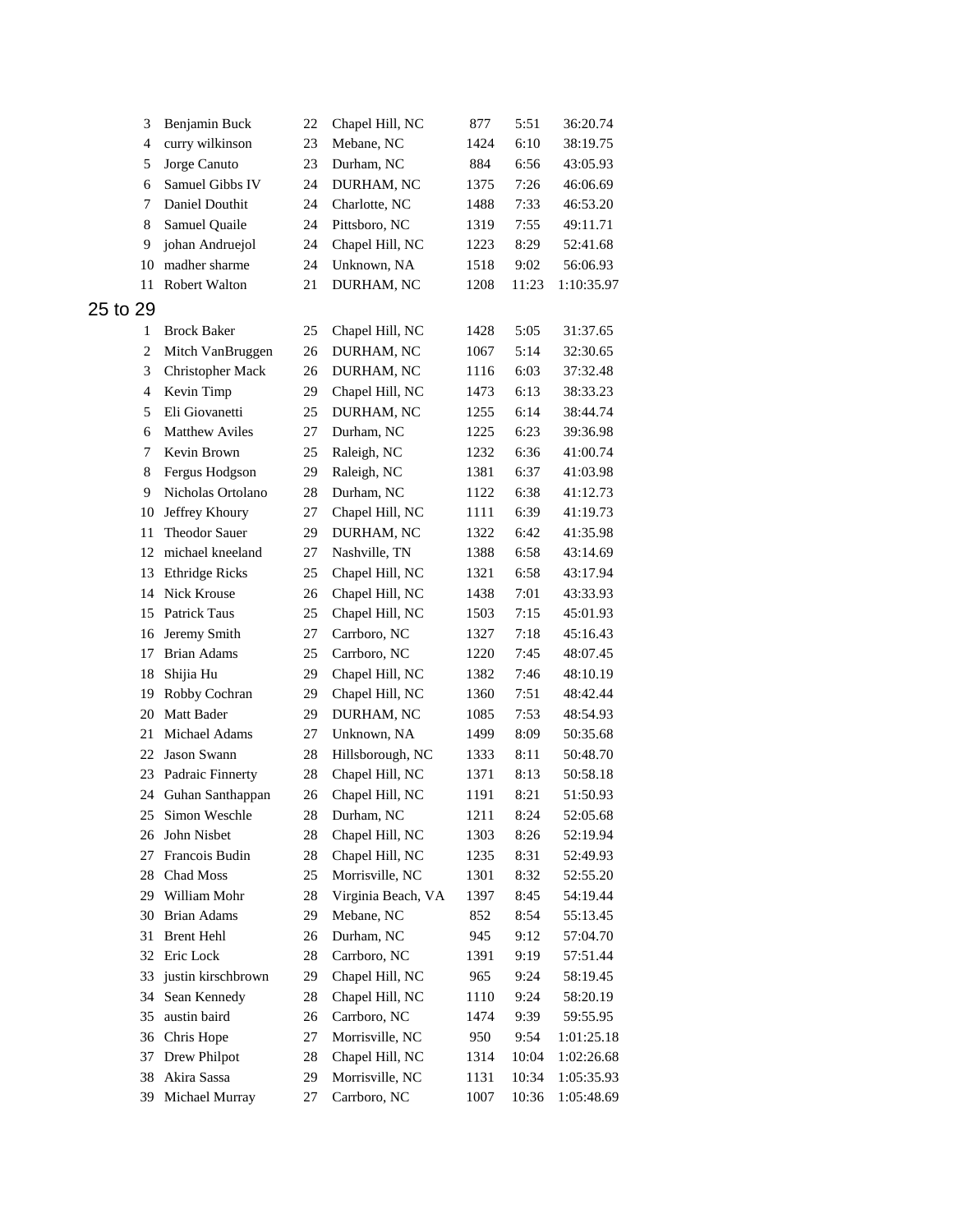| | | | | | | |
|---|---|---|---|---|---|---|
| 3 | Benjamin Buck | 22 | Chapel Hill, NC | 877 | 5:51 | 36:20.74 |
| 4 | curry wilkinson | 23 | Mebane, NC | 1424 | 6:10 | 38:19.75 |
| 5 | Jorge Canuto | 23 | Durham, NC | 884 | 6:56 | 43:05.93 |
| 6 | Samuel Gibbs IV | 24 | DURHAM, NC | 1375 | 7:26 | 46:06.69 |
| 7 | Daniel Douthit | 24 | Charlotte, NC | 1488 | 7:33 | 46:53.20 |
| 8 | Samuel Quaile | 24 | Pittsboro, NC | 1319 | 7:55 | 49:11.71 |
| 9 | johan Andruejol | 24 | Chapel Hill, NC | 1223 | 8:29 | 52:41.68 |
| 10 | madher sharme | 24 | Unknown, NA | 1518 | 9:02 | 56:06.93 |
| 11 | Robert Walton | 21 | DURHAM, NC | 1208 | 11:23 | 1:10:35.97 |

## 25 to 29

| | | | | | | |
|---|---|---|---|---|---|---|
| 1 | Brock Baker | 25 | Chapel Hill, NC | 1428 | 5:05 | 31:37.65 |
| 2 | Mitch VanBruggen | 26 | DURHAM, NC | 1067 | 5:14 | 32:30.65 |
| 3 | Christopher Mack | 26 | DURHAM, NC | 1116 | 6:03 | 37:32.48 |
| 4 | Kevin Timp | 29 | Chapel Hill, NC | 1473 | 6:13 | 38:33.23 |
| 5 | Eli Giovanetti | 25 | DURHAM, NC | 1255 | 6:14 | 38:44.74 |
| 6 | Matthew Aviles | 27 | Durham, NC | 1225 | 6:23 | 39:36.98 |
| 7 | Kevin Brown | 25 | Raleigh, NC | 1232 | 6:36 | 41:00.74 |
| 8 | Fergus Hodgson | 29 | Raleigh, NC | 1381 | 6:37 | 41:03.98 |
| 9 | Nicholas Ortolano | 28 | Durham, NC | 1122 | 6:38 | 41:12.73 |
| 10 | Jeffrey Khoury | 27 | Chapel Hill, NC | 1111 | 6:39 | 41:19.73 |
| 11 | Theodor Sauer | 29 | DURHAM, NC | 1322 | 6:42 | 41:35.98 |
| 12 | michael kneeland | 27 | Nashville, TN | 1388 | 6:58 | 43:14.69 |
| 13 | Ethridge Ricks | 25 | Chapel Hill, NC | 1321 | 6:58 | 43:17.94 |
| 14 | Nick Krouse | 26 | Chapel Hill, NC | 1438 | 7:01 | 43:33.93 |
| 15 | Patrick Taus | 25 | Chapel Hill, NC | 1503 | 7:15 | 45:01.93 |
| 16 | Jeremy Smith | 27 | Carrboro, NC | 1327 | 7:18 | 45:16.43 |
| 17 | Brian Adams | 25 | Carrboro, NC | 1220 | 7:45 | 48:07.45 |
| 18 | Shijia Hu | 29 | Chapel Hill, NC | 1382 | 7:46 | 48:10.19 |
| 19 | Robby Cochran | 29 | Chapel Hill, NC | 1360 | 7:51 | 48:42.44 |
| 20 | Matt Bader | 29 | DURHAM, NC | 1085 | 7:53 | 48:54.93 |
| 21 | Michael Adams | 27 | Unknown, NA | 1499 | 8:09 | 50:35.68 |
| 22 | Jason Swann | 28 | Hillsborough, NC | 1333 | 8:11 | 50:48.70 |
| 23 | Padraic Finnerty | 28 | Chapel Hill, NC | 1371 | 8:13 | 50:58.18 |
| 24 | Guhan Santhappan | 26 | Chapel Hill, NC | 1191 | 8:21 | 51:50.93 |
| 25 | Simon Weschle | 28 | Durham, NC | 1211 | 8:24 | 52:05.68 |
| 26 | John Nisbet | 28 | Chapel Hill, NC | 1303 | 8:26 | 52:19.94 |
| 27 | Francois Budin | 28 | Chapel Hill, NC | 1235 | 8:31 | 52:49.93 |
| 28 | Chad Moss | 25 | Morrisville, NC | 1301 | 8:32 | 52:55.20 |
| 29 | William Mohr | 28 | Virginia Beach, VA | 1397 | 8:45 | 54:19.44 |
| 30 | Brian Adams | 29 | Mebane, NC | 852 | 8:54 | 55:13.45 |
| 31 | Brent Hehl | 26 | Durham, NC | 945 | 9:12 | 57:04.70 |
| 32 | Eric Lock | 28 | Carrboro, NC | 1391 | 9:19 | 57:51.44 |
| 33 | justin kirschbrown | 29 | Chapel Hill, NC | 965 | 9:24 | 58:19.45 |
| 34 | Sean Kennedy | 28 | Chapel Hill, NC | 1110 | 9:24 | 58:20.19 |
| 35 | austin baird | 26 | Carrboro, NC | 1474 | 9:39 | 59:55.95 |
| 36 | Chris Hope | 27 | Morrisville, NC | 950 | 9:54 | 1:01:25.18 |
| 37 | Drew Philpot | 28 | Chapel Hill, NC | 1314 | 10:04 | 1:02:26.68 |
| 38 | Akira Sassa | 29 | Morrisville, NC | 1131 | 10:34 | 1:05:35.93 |
| 39 | Michael Murray | 27 | Carrboro, NC | 1007 | 10:36 | 1:05:48.69 |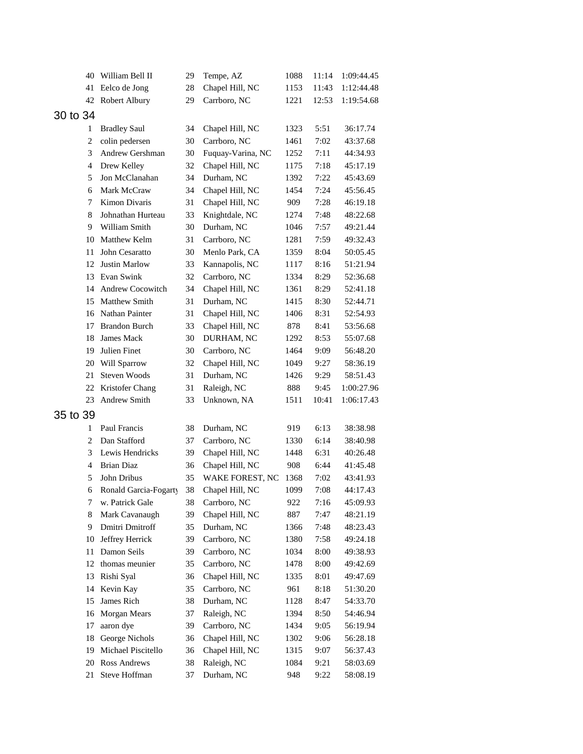| | | | | | | |
|---|---|---|---|---|---|---|
| 40 | William Bell II | 29 | Tempe, AZ | 1088 | 11:14 | 1:09:44.45 |
| 41 | Eelco de Jong | 28 | Chapel Hill, NC | 1153 | 11:43 | 1:12:44.48 |
| 42 | Robert Albury | 29 | Carrboro, NC | 1221 | 12:53 | 1:19:54.68 |

## 30 to 34

| | | | | | | |
|---|---|---|---|---|---|---|
| 1 | Bradley Saul | 34 | Chapel Hill, NC | 1323 | 5:51 | 36:17.74 |
| 2 | colin pedersen | 30 | Carrboro, NC | 1461 | 7:02 | 43:37.68 |
| 3 | Andrew Gershman | 30 | Fuquay-Varina, NC | 1252 | 7:11 | 44:34.93 |
| 4 | Drew Kelley | 32 | Chapel Hill, NC | 1175 | 7:18 | 45:17.19 |
| 5 | Jon McClanahan | 34 | Durham, NC | 1392 | 7:22 | 45:43.69 |
| 6 | Mark McCraw | 34 | Chapel Hill, NC | 1454 | 7:24 | 45:56.45 |
| 7 | Kimon Divaris | 31 | Chapel Hill, NC | 909 | 7:28 | 46:19.18 |
| 8 | Johnathan Hurteau | 33 | Knightdale, NC | 1274 | 7:48 | 48:22.68 |
| 9 | William Smith | 30 | Durham, NC | 1046 | 7:57 | 49:21.44 |
| 10 | Matthew Kelm | 31 | Carrboro, NC | 1281 | 7:59 | 49:32.43 |
| 11 | John Cesaratto | 30 | Menlo Park, CA | 1359 | 8:04 | 50:05.45 |
| 12 | Justin Marlow | 33 | Kannapolis, NC | 1117 | 8:16 | 51:21.94 |
| 13 | Evan Swink | 32 | Carrboro, NC | 1334 | 8:29 | 52:36.68 |
| 14 | Andrew Cocowitch | 34 | Chapel Hill, NC | 1361 | 8:29 | 52:41.18 |
| 15 | Matthew Smith | 31 | Durham, NC | 1415 | 8:30 | 52:44.71 |
| 16 | Nathan Painter | 31 | Chapel Hill, NC | 1406 | 8:31 | 52:54.93 |
| 17 | Brandon Burch | 33 | Chapel Hill, NC | 878 | 8:41 | 53:56.68 |
| 18 | James Mack | 30 | DURHAM, NC | 1292 | 8:53 | 55:07.68 |
| 19 | Julien Finet | 30 | Carrboro, NC | 1464 | 9:09 | 56:48.20 |
| 20 | Will Sparrow | 32 | Chapel Hill, NC | 1049 | 9:27 | 58:36.19 |
| 21 | Steven Woods | 31 | Durham, NC | 1426 | 9:29 | 58:51.43 |
| 22 | Kristofer Chang | 31 | Raleigh, NC | 888 | 9:45 | 1:00:27.96 |
| 23 | Andrew Smith | 33 | Unknown, NA | 1511 | 10:41 | 1:06:17.43 |

## 35 to 39

| | | | | | | |
|---|---|---|---|---|---|---|
| 1 | Paul Francis | 38 | Durham, NC | 919 | 6:13 | 38:38.98 |
| 2 | Dan Stafford | 37 | Carrboro, NC | 1330 | 6:14 | 38:40.98 |
| 3 | Lewis Hendricks | 39 | Chapel Hill, NC | 1448 | 6:31 | 40:26.48 |
| 4 | Brian Diaz | 36 | Chapel Hill, NC | 908 | 6:44 | 41:45.48 |
| 5 | John Dribus | 35 | WAKE FOREST, NC | 1368 | 7:02 | 43:41.93 |
| 6 | Ronald Garcia-Fogarty | 38 | Chapel Hill, NC | 1099 | 7:08 | 44:17.43 |
| 7 | w. Patrick Gale | 38 | Carrboro, NC | 922 | 7:16 | 45:09.93 |
| 8 | Mark Cavanaugh | 39 | Chapel Hill, NC | 887 | 7:47 | 48:21.19 |
| 9 | Dmitri Dmitroff | 35 | Durham, NC | 1366 | 7:48 | 48:23.43 |
| 10 | Jeffrey Herrick | 39 | Carrboro, NC | 1380 | 7:58 | 49:24.18 |
| 11 | Damon Seils | 39 | Carrboro, NC | 1034 | 8:00 | 49:38.93 |
| 12 | thomas meunier | 35 | Carrboro, NC | 1478 | 8:00 | 49:42.69 |
| 13 | Rishi Syal | 36 | Chapel Hill, NC | 1335 | 8:01 | 49:47.69 |
| 14 | Kevin Kay | 35 | Carrboro, NC | 961 | 8:18 | 51:30.20 |
| 15 | James Rich | 38 | Durham, NC | 1128 | 8:47 | 54:33.70 |
| 16 | Morgan Mears | 37 | Raleigh, NC | 1394 | 8:50 | 54:46.94 |
| 17 | aaron dye | 39 | Carrboro, NC | 1434 | 9:05 | 56:19.94 |
| 18 | George Nichols | 36 | Chapel Hill, NC | 1302 | 9:06 | 56:28.18 |
| 19 | Michael Piscitello | 36 | Chapel Hill, NC | 1315 | 9:07 | 56:37.43 |
| 20 | Ross Andrews | 38 | Raleigh, NC | 1084 | 9:21 | 58:03.69 |
| 21 | Steve Hoffman | 37 | Durham, NC | 948 | 9:22 | 58:08.19 |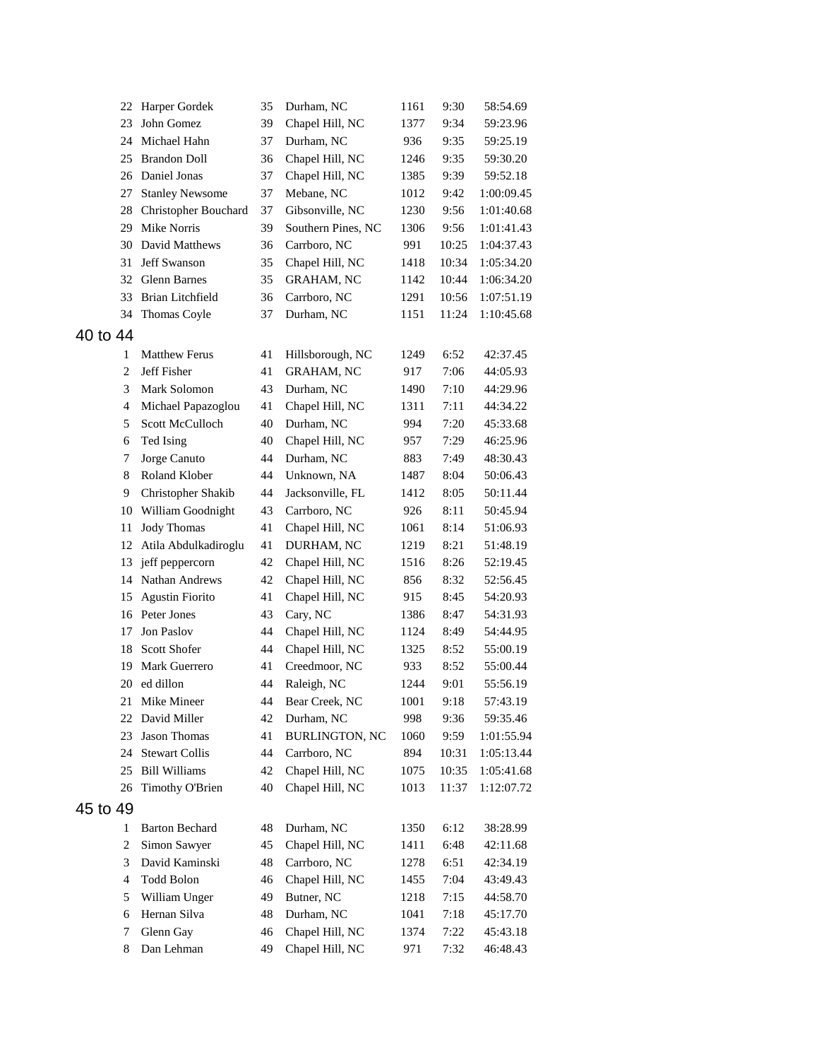| | | | | | | |
|---|---|---|---|---|---|---|
| 22 | Harper Gordek | 35 | Durham, NC | 1161 | 9:30 | 58:54.69 |
| 23 | John Gomez | 39 | Chapel Hill, NC | 1377 | 9:34 | 59:23.96 |
| 24 | Michael Hahn | 37 | Durham, NC | 936 | 9:35 | 59:25.19 |
| 25 | Brandon Doll | 36 | Chapel Hill, NC | 1246 | 9:35 | 59:30.20 |
| 26 | Daniel Jonas | 37 | Chapel Hill, NC | 1385 | 9:39 | 59:52.18 |
| 27 | Stanley Newsome | 37 | Mebane, NC | 1012 | 9:42 | 1:00:09.45 |
| 28 | Christopher Bouchard | 37 | Gibsonville, NC | 1230 | 9:56 | 1:01:40.68 |
| 29 | Mike Norris | 39 | Southern Pines, NC | 1306 | 9:56 | 1:01:41.43 |
| 30 | David Matthews | 36 | Carrboro, NC | 991 | 10:25 | 1:04:37.43 |
| 31 | Jeff Swanson | 35 | Chapel Hill, NC | 1418 | 10:34 | 1:05:34.20 |
| 32 | Glenn Barnes | 35 | GRAHAM, NC | 1142 | 10:44 | 1:06:34.20 |
| 33 | Brian Litchfield | 36 | Carrboro, NC | 1291 | 10:56 | 1:07:51.19 |
| 34 | Thomas Coyle | 37 | Durham, NC | 1151 | 11:24 | 1:10:45.68 |

## 40 to 44

| | | | | | | |
|---|---|---|---|---|---|---|
| 1 | Matthew Ferus | 41 | Hillsborough, NC | 1249 | 6:52 | 42:37.45 |
| 2 | Jeff Fisher | 41 | GRAHAM, NC | 917 | 7:06 | 44:05.93 |
| 3 | Mark Solomon | 43 | Durham, NC | 1490 | 7:10 | 44:29.96 |
| 4 | Michael Papazoglou | 41 | Chapel Hill, NC | 1311 | 7:11 | 44:34.22 |
| 5 | Scott McCulloch | 40 | Durham, NC | 994 | 7:20 | 45:33.68 |
| 6 | Ted Ising | 40 | Chapel Hill, NC | 957 | 7:29 | 46:25.96 |
| 7 | Jorge Canuto | 44 | Durham, NC | 883 | 7:49 | 48:30.43 |
| 8 | Roland Klober | 44 | Unknown, NA | 1487 | 8:04 | 50:06.43 |
| 9 | Christopher Shakib | 44 | Jacksonville, FL | 1412 | 8:05 | 50:11.44 |
| 10 | William Goodnight | 43 | Carrboro, NC | 926 | 8:11 | 50:45.94 |
| 11 | Jody Thomas | 41 | Chapel Hill, NC | 1061 | 8:14 | 51:06.93 |
| 12 | Atila Abdulkadiroglu | 41 | DURHAM, NC | 1219 | 8:21 | 51:48.19 |
| 13 | jeff peppercorn | 42 | Chapel Hill, NC | 1516 | 8:26 | 52:19.45 |
| 14 | Nathan Andrews | 42 | Chapel Hill, NC | 856 | 8:32 | 52:56.45 |
| 15 | Agustin Fiorito | 41 | Chapel Hill, NC | 915 | 8:45 | 54:20.93 |
| 16 | Peter Jones | 43 | Cary, NC | 1386 | 8:47 | 54:31.93 |
| 17 | Jon Paslov | 44 | Chapel Hill, NC | 1124 | 8:49 | 54:44.95 |
| 18 | Scott Shofer | 44 | Chapel Hill, NC | 1325 | 8:52 | 55:00.19 |
| 19 | Mark Guerrero | 41 | Creedmoor, NC | 933 | 8:52 | 55:00.44 |
| 20 | ed dillon | 44 | Raleigh, NC | 1244 | 9:01 | 55:56.19 |
| 21 | Mike Mineer | 44 | Bear Creek, NC | 1001 | 9:18 | 57:43.19 |
| 22 | David Miller | 42 | Durham, NC | 998 | 9:36 | 59:35.46 |
| 23 | Jason Thomas | 41 | BURLINGTON, NC | 1060 | 9:59 | 1:01:55.94 |
| 24 | Stewart Collis | 44 | Carrboro, NC | 894 | 10:31 | 1:05:13.44 |
| 25 | Bill Williams | 42 | Chapel Hill, NC | 1075 | 10:35 | 1:05:41.68 |
| 26 | Timothy O'Brien | 40 | Chapel Hill, NC | 1013 | 11:37 | 1:12:07.72 |

## 45 to 49

| | | | | | | |
|---|---|---|---|---|---|---|
| 1 | Barton Bechard | 48 | Durham, NC | 1350 | 6:12 | 38:28.99 |
| 2 | Simon Sawyer | 45 | Chapel Hill, NC | 1411 | 6:48 | 42:11.68 |
| 3 | David Kaminski | 48 | Carrboro, NC | 1278 | 6:51 | 42:34.19 |
| 4 | Todd Bolon | 46 | Chapel Hill, NC | 1455 | 7:04 | 43:49.43 |
| 5 | William Unger | 49 | Butner, NC | 1218 | 7:15 | 44:58.70 |
| 6 | Hernan Silva | 48 | Durham, NC | 1041 | 7:18 | 45:17.70 |
| 7 | Glenn Gay | 46 | Chapel Hill, NC | 1374 | 7:22 | 45:43.18 |
| 8 | Dan Lehman | 49 | Chapel Hill, NC | 971 | 7:32 | 46:48.43 |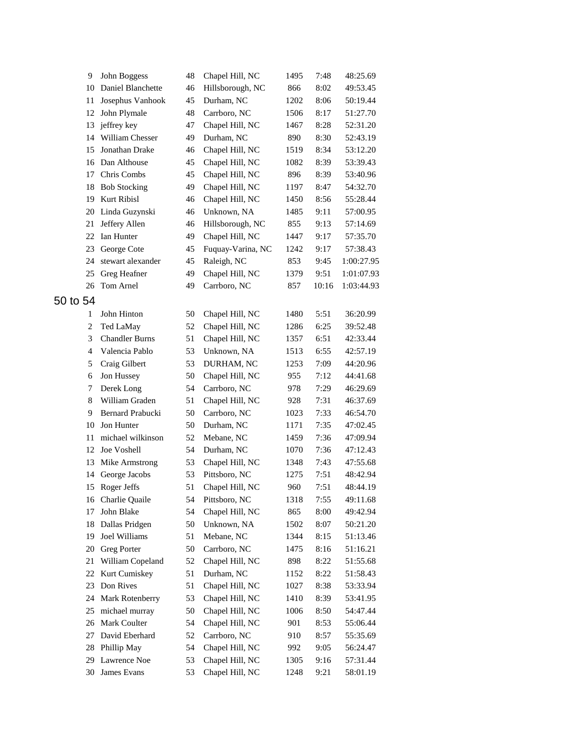| | | | | | | |
|---|---|---|---|---|---|---|
| 9 | John Boggess | 48 | Chapel Hill, NC | 1495 | 7:48 | 48:25.69 |
| 10 | Daniel Blanchette | 46 | Hillsborough, NC | 866 | 8:02 | 49:53.45 |
| 11 | Josephus Vanhook | 45 | Durham, NC | 1202 | 8:06 | 50:19.44 |
| 12 | John Plymale | 48 | Carrboro, NC | 1506 | 8:17 | 51:27.70 |
| 13 | jeffrey key | 47 | Chapel Hill, NC | 1467 | 8:28 | 52:31.20 |
| 14 | William Chesser | 49 | Durham, NC | 890 | 8:30 | 52:43.19 |
| 15 | Jonathan Drake | 46 | Chapel Hill, NC | 1519 | 8:34 | 53:12.20 |
| 16 | Dan Althouse | 45 | Chapel Hill, NC | 1082 | 8:39 | 53:39.43 |
| 17 | Chris Combs | 45 | Chapel Hill, NC | 896 | 8:39 | 53:40.96 |
| 18 | Bob Stocking | 49 | Chapel Hill, NC | 1197 | 8:47 | 54:32.70 |
| 19 | Kurt Ribisl | 46 | Chapel Hill, NC | 1450 | 8:56 | 55:28.44 |
| 20 | Linda Guzynski | 46 | Unknown, NA | 1485 | 9:11 | 57:00.95 |
| 21 | Jeffery Allen | 46 | Hillsborough, NC | 855 | 9:13 | 57:14.69 |
| 22 | Ian Hunter | 49 | Chapel Hill, NC | 1447 | 9:17 | 57:35.70 |
| 23 | George Cote | 45 | Fuquay-Varina, NC | 1242 | 9:17 | 57:38.43 |
| 24 | stewart alexander | 45 | Raleigh, NC | 853 | 9:45 | 1:00:27.95 |
| 25 | Greg Heafner | 49 | Chapel Hill, NC | 1379 | 9:51 | 1:01:07.93 |
| 26 | Tom Arnel | 49 | Carrboro, NC | 857 | 10:16 | 1:03:44.93 |

## 50 to 54

| | | | | | | |
|---|---|---|---|---|---|---|
| 1 | John Hinton | 50 | Chapel Hill, NC | 1480 | 5:51 | 36:20.99 |
| 2 | Ted LaMay | 52 | Chapel Hill, NC | 1286 | 6:25 | 39:52.48 |
| 3 | Chandler Burns | 51 | Chapel Hill, NC | 1357 | 6:51 | 42:33.44 |
| 4 | Valencia Pablo | 53 | Unknown, NA | 1513 | 6:55 | 42:57.19 |
| 5 | Craig Gilbert | 53 | DURHAM, NC | 1253 | 7:09 | 44:20.96 |
| 6 | Jon Hussey | 50 | Chapel Hill, NC | 955 | 7:12 | 44:41.68 |
| 7 | Derek Long | 54 | Carrboro, NC | 978 | 7:29 | 46:29.69 |
| 8 | William Graden | 51 | Chapel Hill, NC | 928 | 7:31 | 46:37.69 |
| 9 | Bernard Prabucki | 50 | Carrboro, NC | 1023 | 7:33 | 46:54.70 |
| 10 | Jon Hunter | 50 | Durham, NC | 1171 | 7:35 | 47:02.45 |
| 11 | michael wilkinson | 52 | Mebane, NC | 1459 | 7:36 | 47:09.94 |
| 12 | Joe Voshell | 54 | Durham, NC | 1070 | 7:36 | 47:12.43 |
| 13 | Mike Armstrong | 53 | Chapel Hill, NC | 1348 | 7:43 | 47:55.68 |
| 14 | George Jacobs | 53 | Pittsboro, NC | 1275 | 7:51 | 48:42.94 |
| 15 | Roger Jeffs | 51 | Chapel Hill, NC | 960 | 7:51 | 48:44.19 |
| 16 | Charlie Quaile | 54 | Pittsboro, NC | 1318 | 7:55 | 49:11.68 |
| 17 | John Blake | 54 | Chapel Hill, NC | 865 | 8:00 | 49:42.94 |
| 18 | Dallas Pridgen | 50 | Unknown, NA | 1502 | 8:07 | 50:21.20 |
| 19 | Joel Williams | 51 | Mebane, NC | 1344 | 8:15 | 51:13.46 |
| 20 | Greg Porter | 50 | Carrboro, NC | 1475 | 8:16 | 51:16.21 |
| 21 | William Copeland | 52 | Chapel Hill, NC | 898 | 8:22 | 51:55.68 |
| 22 | Kurt Cumiskey | 51 | Durham, NC | 1152 | 8:22 | 51:58.43 |
| 23 | Don Rives | 51 | Chapel Hill, NC | 1027 | 8:38 | 53:33.94 |
| 24 | Mark Rotenberry | 53 | Chapel Hill, NC | 1410 | 8:39 | 53:41.95 |
| 25 | michael murray | 50 | Chapel Hill, NC | 1006 | 8:50 | 54:47.44 |
| 26 | Mark Coulter | 54 | Chapel Hill, NC | 901 | 8:53 | 55:06.44 |
| 27 | David Eberhard | 52 | Carrboro, NC | 910 | 8:57 | 55:35.69 |
| 28 | Phillip May | 54 | Chapel Hill, NC | 992 | 9:05 | 56:24.47 |
| 29 | Lawrence Noe | 53 | Chapel Hill, NC | 1305 | 9:16 | 57:31.44 |
| 30 | James Evans | 53 | Chapel Hill, NC | 1248 | 9:21 | 58:01.19 |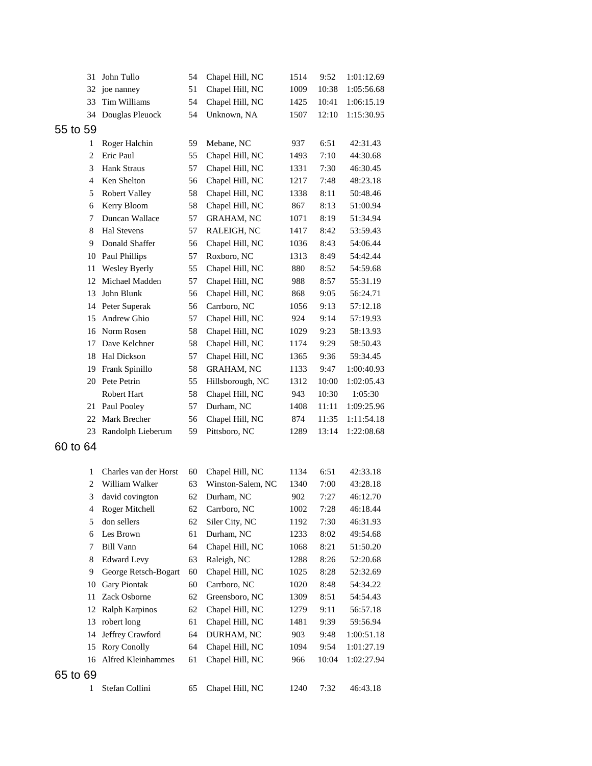| | | | | | | |
|---|---|---|---|---|---|---|
| 31 | John Tullo | 54 | Chapel Hill, NC | 1514 | 9:52 | 1:01:12.69 |
| 32 | joe nanney | 51 | Chapel Hill, NC | 1009 | 10:38 | 1:05:56.68 |
| 33 | Tim Williams | 54 | Chapel Hill, NC | 1425 | 10:41 | 1:06:15.19 |
| 34 | Douglas Pleuock | 54 | Unknown, NA | 1507 | 12:10 | 1:15:30.95 |

## 55 to 59

| | | | | | | |
|---|---|---|---|---|---|---|
| 1 | Roger Halchin | 59 | Mebane, NC | 937 | 6:51 | 42:31.43 |
| 2 | Eric Paul | 55 | Chapel Hill, NC | 1493 | 7:10 | 44:30.68 |
| 3 | Hank Straus | 57 | Chapel Hill, NC | 1331 | 7:30 | 46:30.45 |
| 4 | Ken Shelton | 56 | Chapel Hill, NC | 1217 | 7:48 | 48:23.18 |
| 5 | Robert Valley | 58 | Chapel Hill, NC | 1338 | 8:11 | 50:48.46 |
| 6 | Kerry Bloom | 58 | Chapel Hill, NC | 867 | 8:13 | 51:00.94 |
| 7 | Duncan Wallace | 57 | GRAHAM, NC | 1071 | 8:19 | 51:34.94 |
| 8 | Hal Stevens | 57 | RALEIGH, NC | 1417 | 8:42 | 53:59.43 |
| 9 | Donald Shaffer | 56 | Chapel Hill, NC | 1036 | 8:43 | 54:06.44 |
| 10 | Paul Phillips | 57 | Roxboro, NC | 1313 | 8:49 | 54:42.44 |
| 11 | Wesley Byerly | 55 | Chapel Hill, NC | 880 | 8:52 | 54:59.68 |
| 12 | Michael Madden | 57 | Chapel Hill, NC | 988 | 8:57 | 55:31.19 |
| 13 | John Blunk | 56 | Chapel Hill, NC | 868 | 9:05 | 56:24.71 |
| 14 | Peter Superak | 56 | Carrboro, NC | 1056 | 9:13 | 57:12.18 |
| 15 | Andrew Ghio | 57 | Chapel Hill, NC | 924 | 9:14 | 57:19.93 |
| 16 | Norm Rosen | 58 | Chapel Hill, NC | 1029 | 9:23 | 58:13.93 |
| 17 | Dave Kelchner | 58 | Chapel Hill, NC | 1174 | 9:29 | 58:50.43 |
| 18 | Hal Dickson | 57 | Chapel Hill, NC | 1365 | 9:36 | 59:34.45 |
| 19 | Frank Spinillo | 58 | GRAHAM, NC | 1133 | 9:47 | 1:00:40.93 |
| 20 | Pete Petrin | 55 | Hillsborough, NC | 1312 | 10:00 | 1:02:05.43 |
| | Robert Hart | 58 | Chapel Hill, NC | 943 | 10:30 | 1:05:30 |
| 21 | Paul Pooley | 57 | Durham, NC | 1408 | 11:11 | 1:09:25.96 |
| 22 | Mark Brecher | 56 | Chapel Hill, NC | 874 | 11:35 | 1:11:54.18 |
| 23 | Randolph Lieberum | 59 | Pittsboro, NC | 1289 | 13:14 | 1:22:08.68 |

## 60 to 64

| | | | | | | |
|---|---|---|---|---|---|---|
| 1 | Charles van der Horst | 60 | Chapel Hill, NC | 1134 | 6:51 | 42:33.18 |
| 2 | William Walker | 63 | Winston-Salem, NC | 1340 | 7:00 | 43:28.18 |
| 3 | david covington | 62 | Durham, NC | 902 | 7:27 | 46:12.70 |
| 4 | Roger Mitchell | 62 | Carrboro, NC | 1002 | 7:28 | 46:18.44 |
| 5 | don sellers | 62 | Siler City, NC | 1192 | 7:30 | 46:31.93 |
| 6 | Les Brown | 61 | Durham, NC | 1233 | 8:02 | 49:54.68 |
| 7 | Bill Vann | 64 | Chapel Hill, NC | 1068 | 8:21 | 51:50.20 |
| 8 | Edward Levy | 63 | Raleigh, NC | 1288 | 8:26 | 52:20.68 |
| 9 | George Retsch-Bogart | 60 | Chapel Hill, NC | 1025 | 8:28 | 52:32.69 |
| 10 | Gary Piontak | 60 | Carrboro, NC | 1020 | 8:48 | 54:34.22 |
| 11 | Zack Osborne | 62 | Greensboro, NC | 1309 | 8:51 | 54:54.43 |
| 12 | Ralph Karpinos | 62 | Chapel Hill, NC | 1279 | 9:11 | 56:57.18 |
| 13 | robert long | 61 | Chapel Hill, NC | 1481 | 9:39 | 59:56.94 |
| 14 | Jeffrey Crawford | 64 | DURHAM, NC | 903 | 9:48 | 1:00:51.18 |
| 15 | Rory Conolly | 64 | Chapel Hill, NC | 1094 | 9:54 | 1:01:27.19 |
| 16 | Alfred Kleinhammes | 61 | Chapel Hill, NC | 966 | 10:04 | 1:02:27.94 |

## 65 to 69

| | | | | | | |
|---|---|---|---|---|---|---|
| 1 | Stefan Collini | 65 | Chapel Hill, NC | 1240 | 7:32 | 46:43.18 |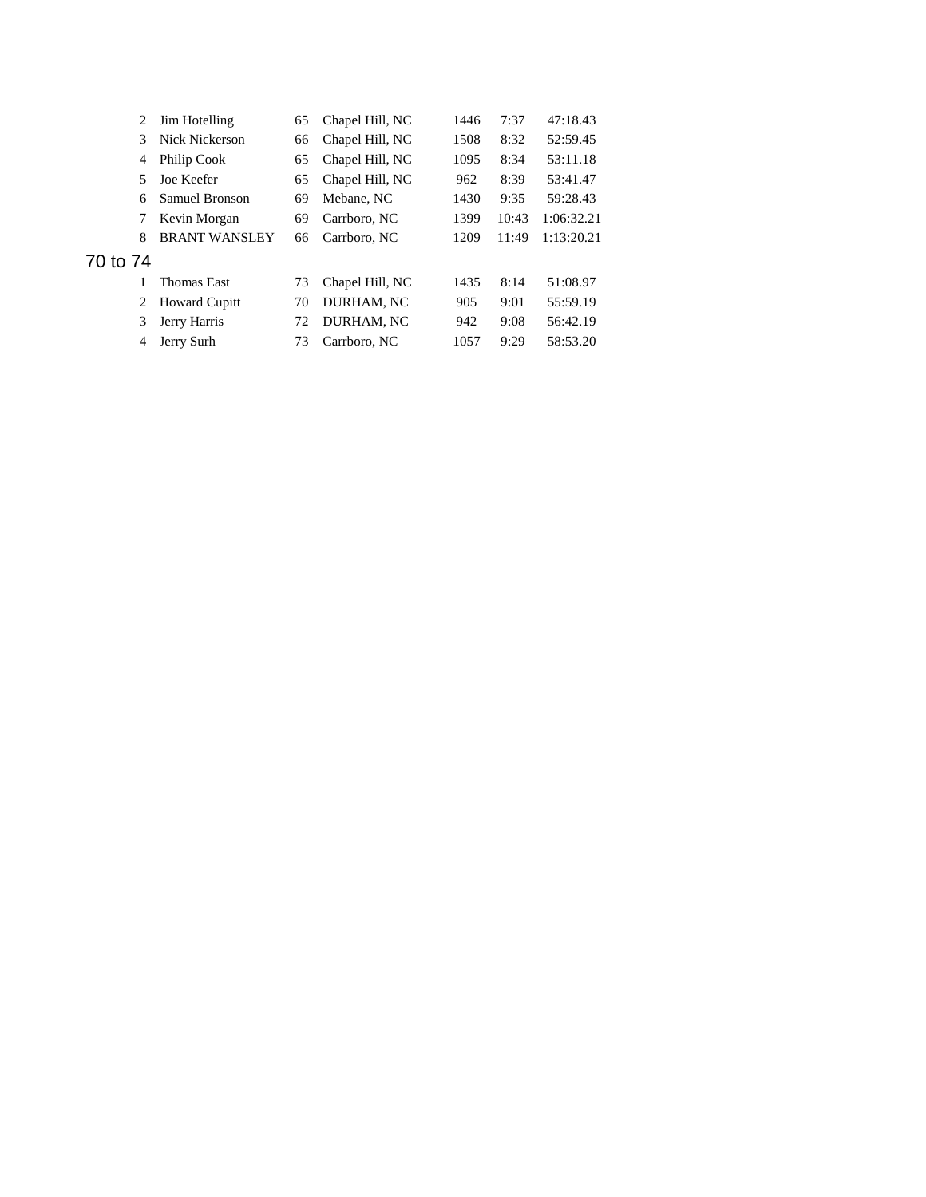| | | | | | | |
|---|---|---|---|---|---|---|
| 2 | Jim Hotelling | 65 | Chapel Hill, NC | 1446 | 7:37 | 47:18.43 |
| 3 | Nick Nickerson | 66 | Chapel Hill, NC | 1508 | 8:32 | 52:59.45 |
| 4 | Philip Cook | 65 | Chapel Hill, NC | 1095 | 8:34 | 53:11.18 |
| 5 | Joe Keefer | 65 | Chapel Hill, NC | 962 | 8:39 | 53:41.47 |
| 6 | Samuel Bronson | 69 | Mebane, NC | 1430 | 9:35 | 59:28.43 |
| 7 | Kevin Morgan | 69 | Carrboro, NC | 1399 | 10:43 | 1:06:32.21 |
| 8 | BRANT WANSLEY | 66 | Carrboro, NC | 1209 | 11:49 | 1:13:20.21 |

## 70 to 74

| | | | | | | |
|---|---|---|---|---|---|---|
| 1 | Thomas East | 73 | Chapel Hill, NC | 1435 | 8:14 | 51:08.97 |
| 2 | Howard Cupitt | 70 | DURHAM, NC | 905 | 9:01 | 55:59.19 |
| 3 | Jerry Harris | 72 | DURHAM, NC | 942 | 9:08 | 56:42.19 |
| 4 | Jerry Surh | 73 | Carrboro, NC | 1057 | 9:29 | 58:53.20 |